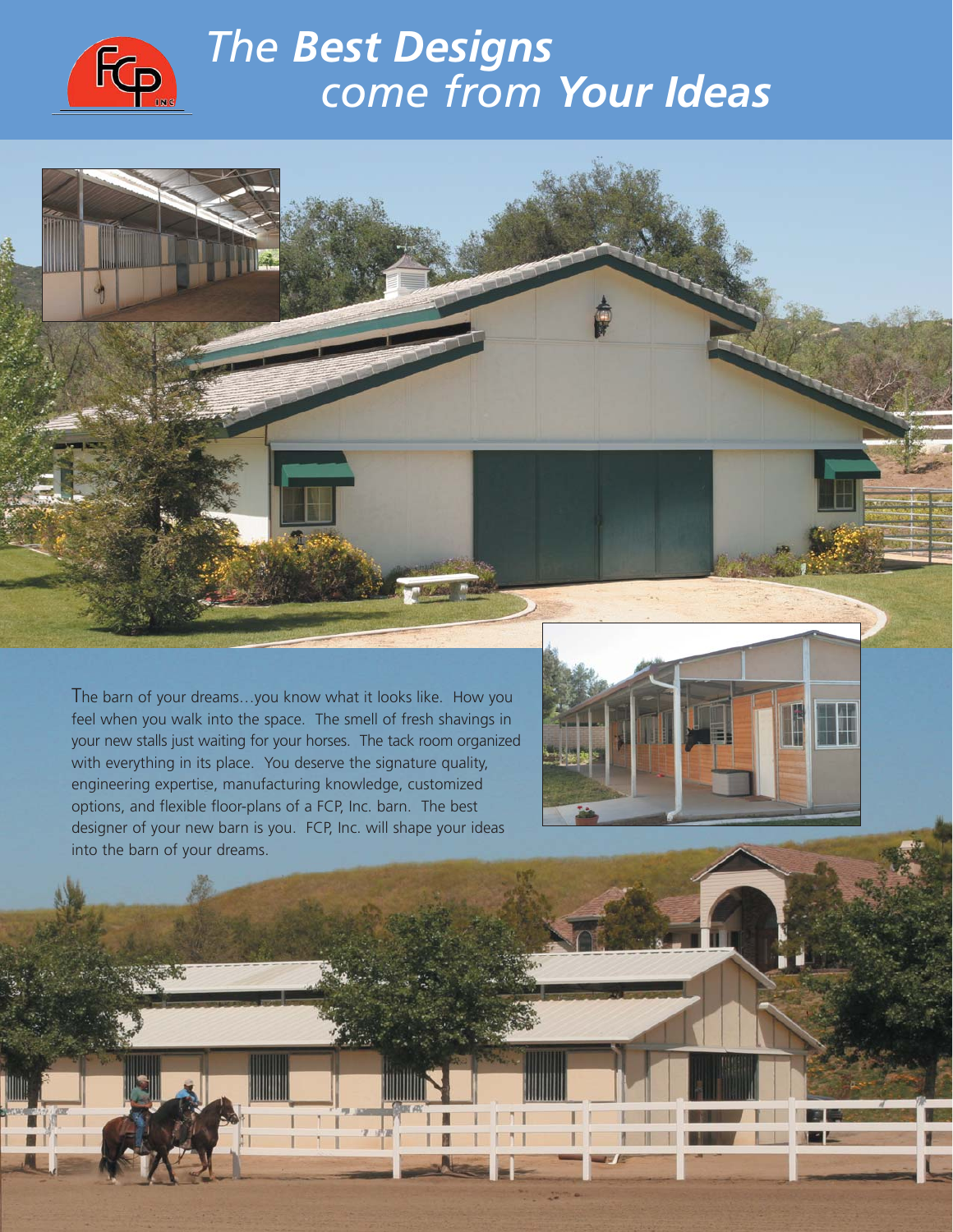# *The **Best Designs** come from **Your Ideas***

The barn of your dreams…you know what it looks like. How you feel when you walk into the space. The smell of fresh shavings in your new stalls just waiting for your horses. The tack room organized with everything in its place. You deserve the signature quality, engineering expertise, manufacturing knowledge, customized options, and flexible floor-plans of a FCP, Inc. barn. The best designer of your new barn is you. FCP, Inc. will shape your ideas into the barn of your dreams.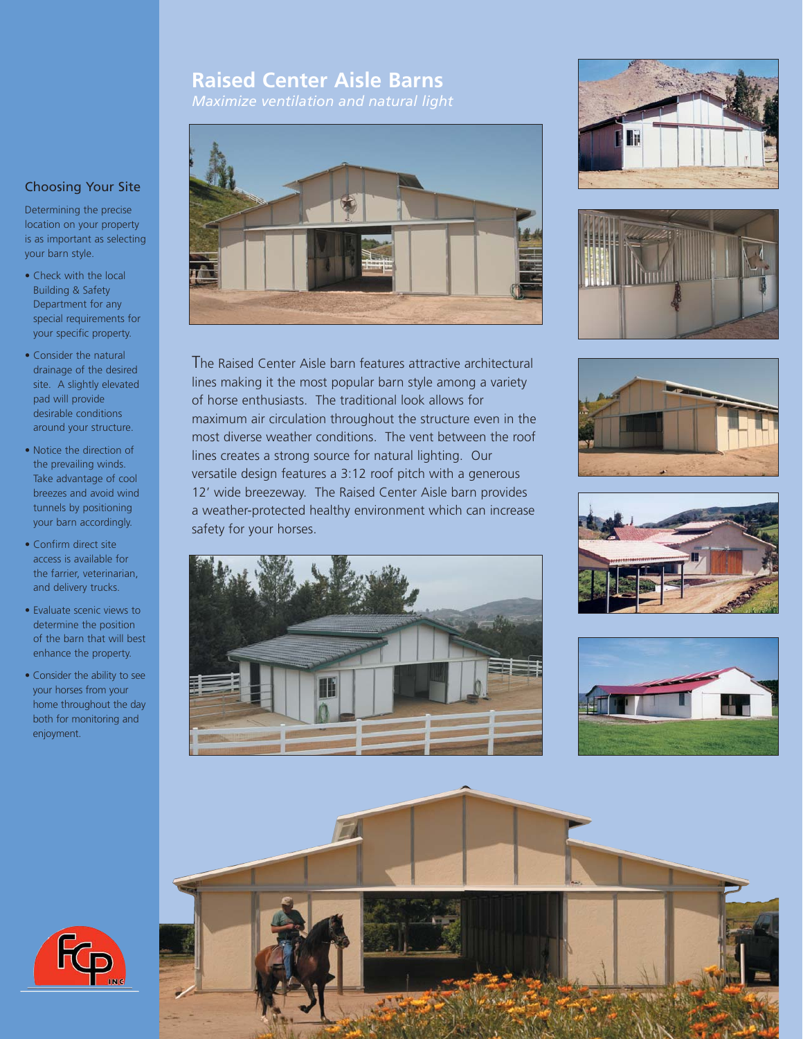# Raised Center Aisle Barns

*Maximize ventilation and natural light*

The Raised Center Aisle barn features attractive architectural lines making it the most popular barn style among a variety of horse enthusiasts. The traditional look allows for maximum air circulation throughout the structure even in the most diverse weather conditions. The vent between the roof lines creates a strong source for natural lighting. Our versatile design features a 3:12 roof pitch with a generous 12′ wide breezeway. The Raised Center Aisle barn provides a weather-protected healthy environment which can increase safety for your horses.

## Choosing Your Site

Determining the precise location on your property is as important as selecting your barn style.

- Check with the local Building & Safety Department for any special requirements for your specific property.
- Consider the natural drainage of the desired site. A slightly elevated pad will provide desirable conditions around your structure.
- Notice the direction of the prevailing winds. Take advantage of cool breezes and avoid wind tunnels by positioning your barn accordingly.
- Confirm direct site access is available for the farrier, veterinarian, and delivery trucks.
- Evaluate scenic views to determine the position of the barn that will best enhance the property.
- Consider the ability to see your horses from your home throughout the day both for monitoring and enjoyment.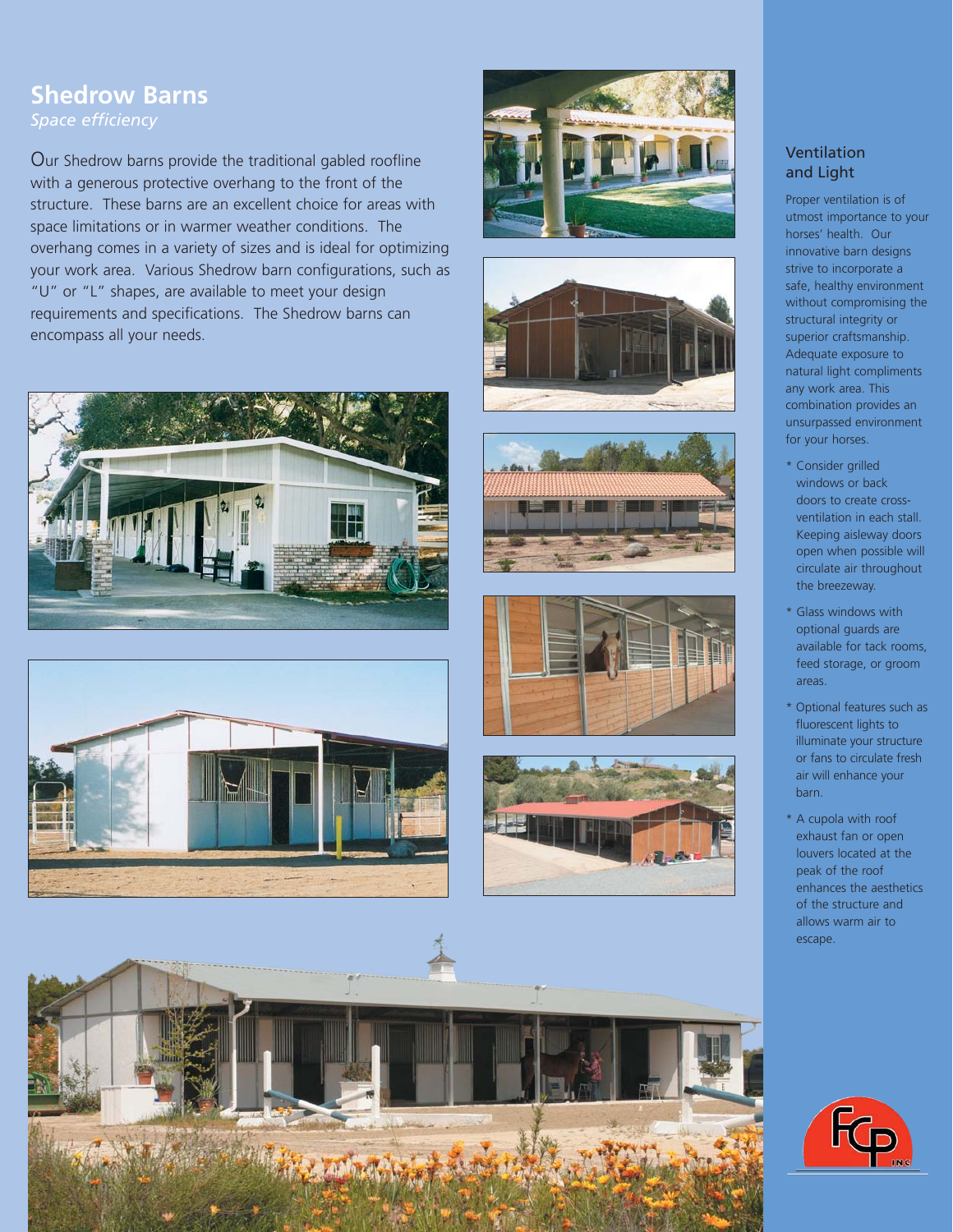## Shedrow Barns

*Space efficiency*

Our Shedrow barns provide the traditional gabled roofline with a generous protective overhang to the front of the structure. These barns are an excellent choice for areas with space limitations or in warmer weather conditions. The overhang comes in a variety of sizes and is ideal for optimizing your work area. Various Shedrow barn configurations, such as "U" or "L" shapes, are available to meet your design requirements and specifications. The Shedrow barns can encompass all your needs.

### Ventilation and Light

Proper ventilation is of utmost importance to your horses' health. Our innovative barn designs strive to incorporate a safe, healthy environment without compromising the structural integrity or superior craftsmanship. Adequate exposure to natural light compliments any work area. This combination provides an unsurpassed environment for your horses.

* Consider grilled windows or back doors to create cross-ventilation in each stall. Keeping aisleway doors open when possible will circulate air throughout the breezeway.
* Glass windows with optional guards are available for tack rooms, feed storage, or groom areas.
* Optional features such as fluorescent lights to illuminate your structure or fans to circulate fresh air will enhance your barn.
* A cupola with roof exhaust fan or open louvers located at the peak of the roof enhances the aesthetics of the structure and allows warm air to escape.

FCP INC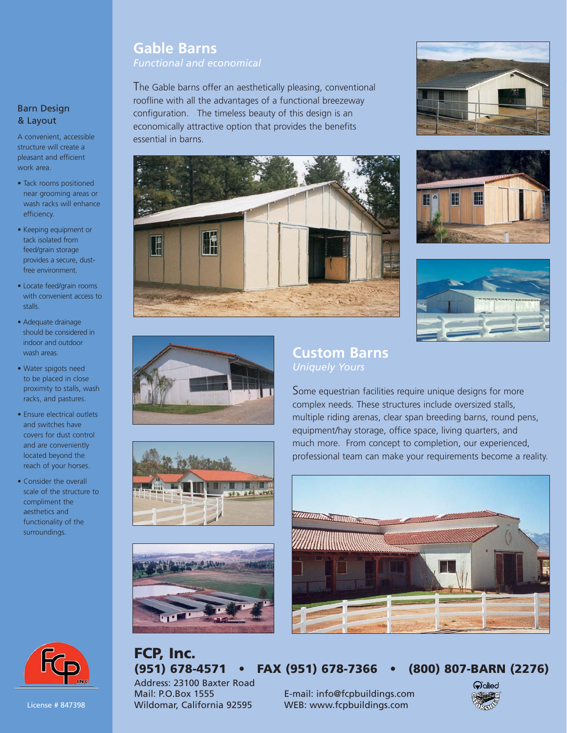## Barn Design & Layout

A convenient, accessible structure will create a pleasant and efficient work area.

- Tack rooms positioned near grooming areas or wash racks will enhance efficiency.
- Keeping equipment or tack isolated from feed/grain storage provides a secure, dust-free environment.
- Locate feed/grain rooms with convenient access to stalls.
- Adequate drainage should be considered in indoor and outdoor wash areas.
- Water spigots need to be placed in close proximity to stalls, wash racks, and pastures.
- Ensure electrical outlets and switches have covers for dust control and are conveniently located beyond the reach of your horses.
- Consider the overall scale of the structure to compliment the aesthetics and functionality of the surroundings.

License # 847398

# Gable Barns

*Functional and economical*

The Gable barns offer an aesthetically pleasing, conventional roofline with all the advantages of a functional breezeway configuration. The timeless beauty of this design is an economically attractive option that provides the benefits essential in barns.

# Custom Barns

*Uniquely Yours*

Some equestrian facilities require unique designs for more complex needs. These structures include oversized stalls, multiple riding arenas, clear span breeding barns, round pens, equipment/hay storage, office space, living quarters, and much more. From concept to completion, our experienced, professional team can make your requirements become a reality.

## FCP, Inc.

**(951) 678-4571 • FAX (951) 678-7366 • (800) 807-BARN (2276)**

Address: 23100 Baxter Road
Mail: P.O.Box 1555
Wildomar, California 92595

E-mail: info@fcpbuildings.com
WEB: www.fcpbuildings.com